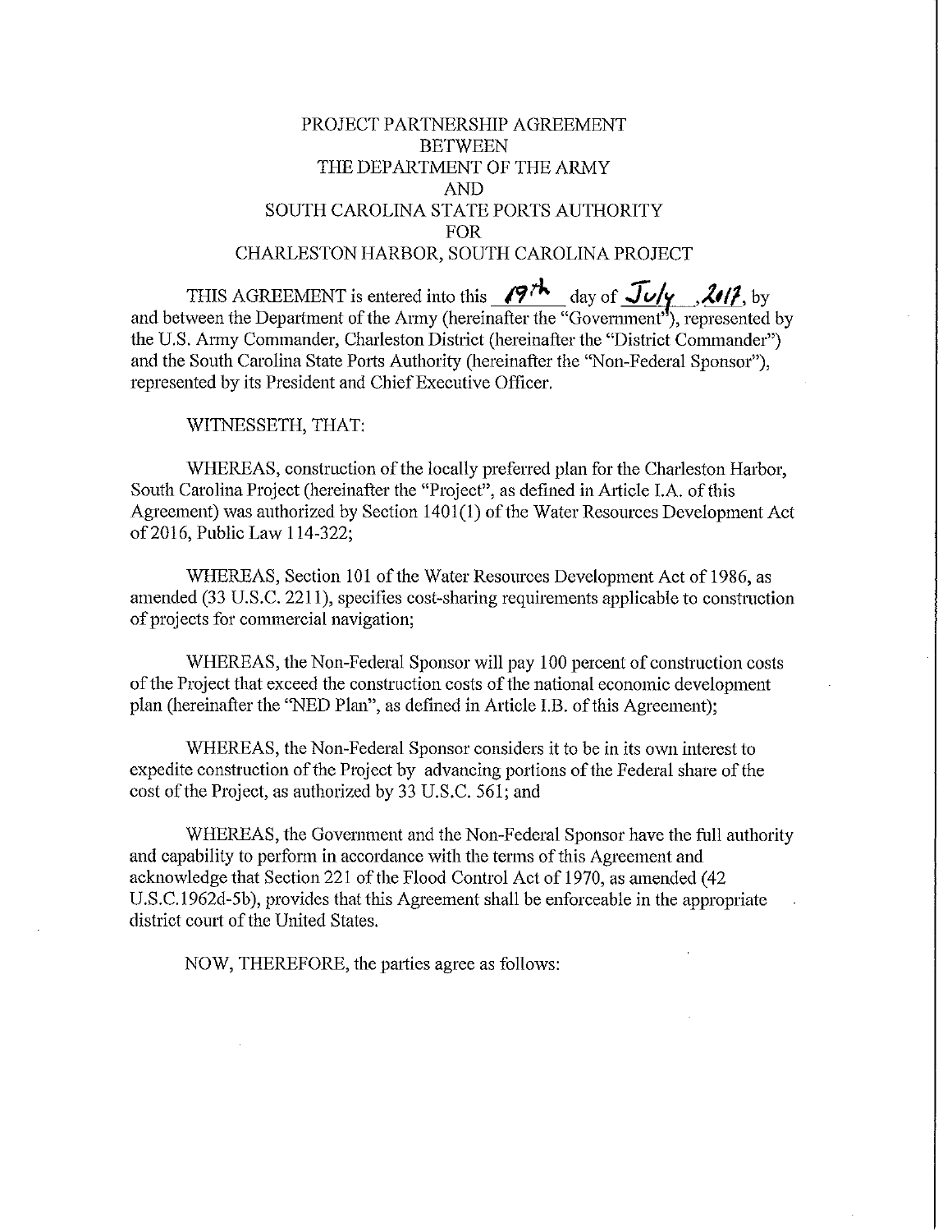# PROJECT PARTNERSHIP AGREEMENT
# BETWEEN
# THE DEPARTMENT OF THE ARMY
# AND
# SOUTH CAROLINA STATE PORTS AUTHORITY
# FOR
# CHARLESTON HARBOR, SOUTH CAROLINA PROJECT

THIS AGREEMENT is entered into this 19th day of July, 2017, by and between the Department of the Army (hereinafter the "Government"), represented by the U.S. Army Commander, Charleston District (hereinafter the "District Commander") and the South Carolina State Ports Authority (hereinafter the "Non-Federal Sponsor"), represented by its President and Chief Executive Officer.

WITNESSETH, THAT:

WHEREAS, construction of the locally preferred plan for the Charleston Harbor, South Carolina Project (hereinafter the "Project", as defined in Article I.A. of this Agreement) was authorized by Section 1401(1) of the Water Resources Development Act of 2016, Public Law 114-322;

WHEREAS, Section 101 of the Water Resources Development Act of 1986, as amended (33 U.S.C. 2211), specifies cost-sharing requirements applicable to construction of projects for commercial navigation;

WHEREAS, the Non-Federal Sponsor will pay 100 percent of construction costs of the Project that exceed the construction costs of the national economic development plan (hereinafter the "NED Plan", as defined in Article I.B. of this Agreement);

WHEREAS, the Non-Federal Sponsor considers it to be in its own interest to expedite construction of the Project by advancing portions of the Federal share of the cost of the Project, as authorized by 33 U.S.C. 561; and

WHEREAS, the Government and the Non-Federal Sponsor have the full authority and capability to perform in accordance with the terms of this Agreement and acknowledge that Section 221 of the Flood Control Act of 1970, as amended (42 U.S.C.1962d-5b), provides that this Agreement shall be enforceable in the appropriate district court of the United States.

NOW, THEREFORE, the parties agree as follows: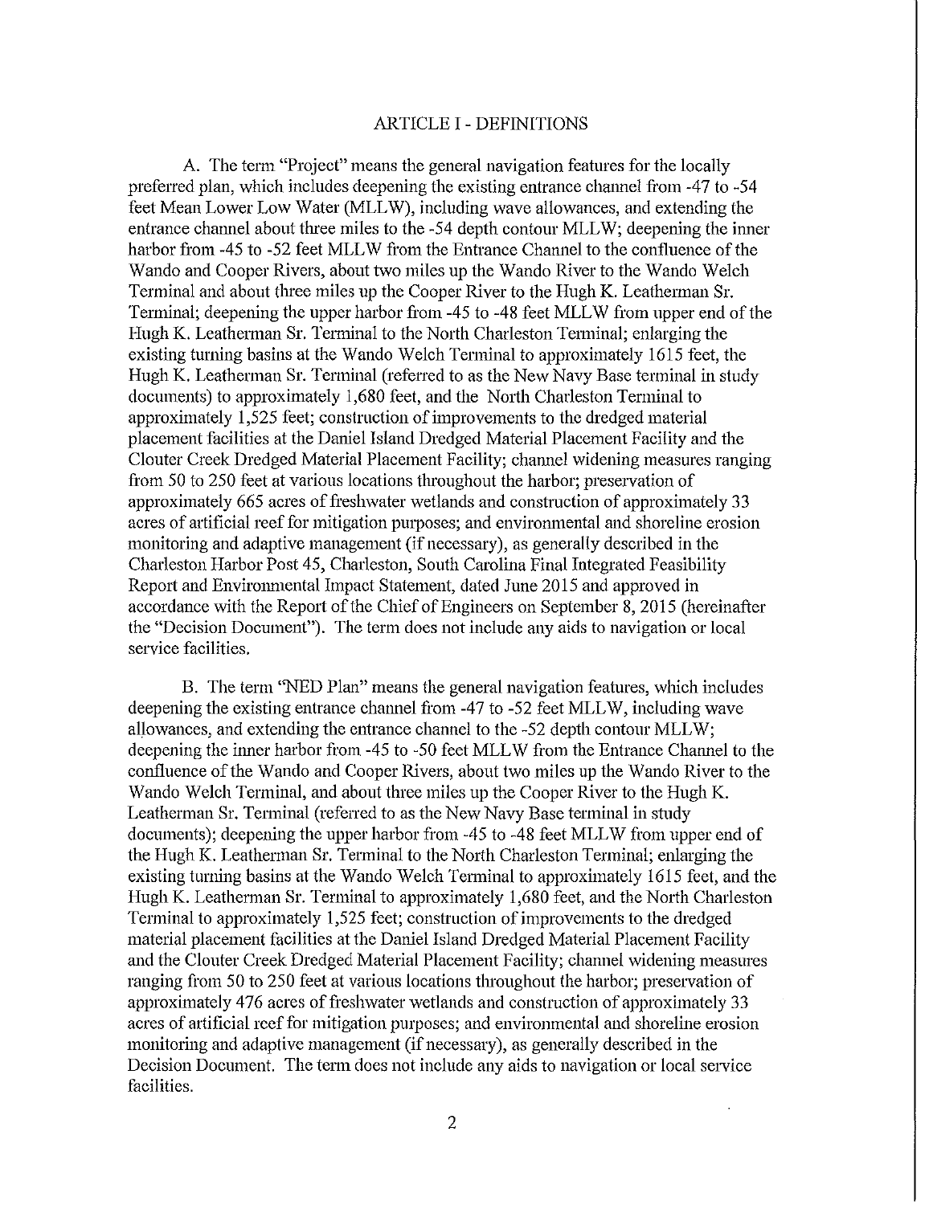## ARTICLE I - DEFINITIONS

A. The term "Project" means the general navigation features for the locally preferred plan, which includes deepening the existing entrance channel from -47 to -54 feet Mean Lower Low Water (MLLW), including wave allowances, and extending the entrance channel about three miles to the -54 depth contour MLLW; deepening the inner harbor from -45 to -52 feet MLLW from the Entrance Channel to the confluence of the Wando and Cooper Rivers, about two miles up the Wando River to the Wando Welch Terminal and about three miles up the Cooper River to the Hugh K. Leatherman Sr. Terminal; deepening the upper harbor from -45 to -48 feet MLLW from upper end of the Hugh K. Leatherman Sr. Terminal to the North Charleston Terminal; enlarging the existing turning basins at the Wando Welch Terminal to approximately 1615 feet, the Hugh K. Leatherman Sr. Terminal (referred to as the New Navy Base terminal in study documents) to approximately 1,680 feet, and the North Charleston Terminal to approximately 1,525 feet; construction of improvements to the dredged material placement facilities at the Daniel Island Dredged Material Placement Facility and the Clouter Creek Dredged Material Placement Facility; channel widening measures ranging from 50 to 250 feet at various locations throughout the harbor; preservation of approximately 665 acres of freshwater wetlands and construction of approximately 33 acres of artificial reef for mitigation purposes; and environmental and shoreline erosion monitoring and adaptive management (if necessary), as generally described in the Charleston Harbor Post 45, Charleston, South Carolina Final Integrated Feasibility Report and Environmental Impact Statement, dated June 2015 and approved in accordance with the Report of the Chief of Engineers on September 8, 2015 (hereinafter the "Decision Document"). The term does not include any aids to navigation or local service facilities.

B. The term "NED Plan" means the general navigation features, which includes deepening the existing entrance channel from -47 to -52 feet MLLW, including wave allowances, and extending the entrance channel to the -52 depth contour MLLW; deepening the inner harbor from -45 to -50 feet MLLW from the Entrance Channel to the confluence of the Wando and Cooper Rivers, about two miles up the Wando River to the Wando Welch Terminal, and about three miles up the Cooper River to the Hugh K. Leatherman Sr. Terminal (referred to as the New Navy Base terminal in study documents); deepening the upper harbor from -45 to -48 feet MLLW from upper end of the Hugh K. Leatherman Sr. Terminal to the North Charleston Terminal; enlarging the existing turning basins at the Wando Welch Terminal to approximately 1615 feet, and the Hugh K. Leatherman Sr. Terminal to approximately 1,680 feet, and the North Charleston Terminal to approximately 1,525 feet; construction of improvements to the dredged material placement facilities at the Daniel Island Dredged Material Placement Facility and the Clouter Creek Dredged Material Placement Facility; channel widening measures ranging from 50 to 250 feet at various locations throughout the harbor; preservation of approximately 476 acres of freshwater wetlands and construction of approximately 33 acres of artificial reef for mitigation purposes; and environmental and shoreline erosion monitoring and adaptive management (if necessary), as generally described in the Decision Document. The term does not include any aids to navigation or local service facilities.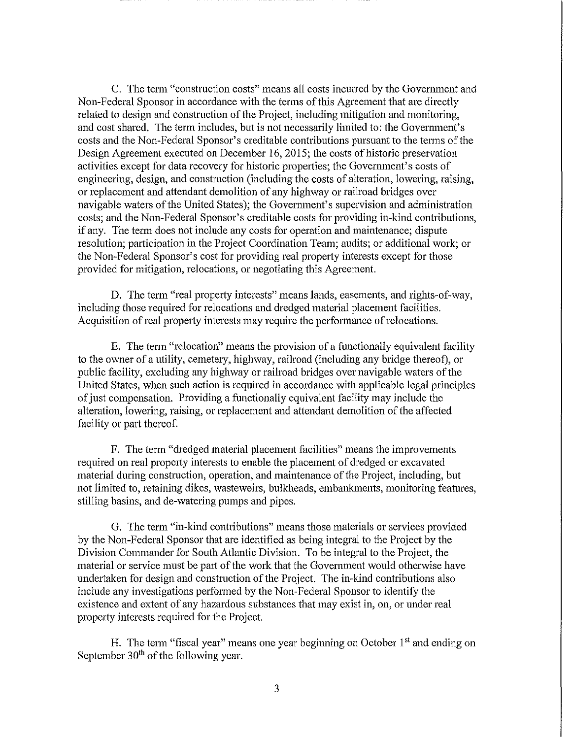C. The term "construction costs" means all costs incurred by the Government and Non-Federal Sponsor in accordance with the terms of this Agreement that are directly related to design and construction of the Project, including mitigation and monitoring, and cost shared. The term includes, but is not necessarily limited to: the Government's costs and the Non-Federal Sponsor's creditable contributions pursuant to the terms of the Design Agreement executed on December 16, 2015; the costs of historic preservation activities except for data recovery for historic properties; the Government's costs of engineering, design, and construction (including the costs of alteration, lowering, raising, or replacement and attendant demolition of any highway or railroad bridges over navigable waters of the United States); the Government's supervision and administration costs; and the Non-Federal Sponsor's creditable costs for providing in-kind contributions, if any. The term does not include any costs for operation and maintenance; dispute resolution; participation in the Project Coordination Team; audits; or additional work; or the Non-Federal Sponsor's cost for providing real property interests except for those provided for mitigation, relocations, or negotiating this Agreement.

D. The term "real property interests" means lands, easements, and rights-of-way, including those required for relocations and dredged material placement facilities. Acquisition of real property interests may require the performance of relocations.

E. The term "relocation" means the provision of a functionally equivalent facility to the owner of a utility, cemetery, highway, railroad (including any bridge thereof), or public facility, excluding any highway or railroad bridges over navigable waters of the United States, when such action is required in accordance with applicable legal principles of just compensation. Providing a functionally equivalent facility may include the alteration, lowering, raising, or replacement and attendant demolition of the affected facility or part thereof.

F. The term "dredged material placement facilities" means the improvements required on real property interests to enable the placement of dredged or excavated material during construction, operation, and maintenance of the Project, including, but not limited to, retaining dikes, wasteweirs, bulkheads, embankments, monitoring features, stilling basins, and de-watering pumps and pipes.

G. The term "in-kind contributions" means those materials or services provided by the Non-Federal Sponsor that are identified as being integral to the Project by the Division Commander for South Atlantic Division. To be integral to the Project, the material or service must be part of the work that the Government would otherwise have undertaken for design and construction of the Project. The in-kind contributions also include any investigations performed by the Non-Federal Sponsor to identify the existence and extent of any hazardous substances that may exist in, on, or under real property interests required for the Project.

H. The term "fiscal year" means one year beginning on October 1st and ending on September 30th of the following year.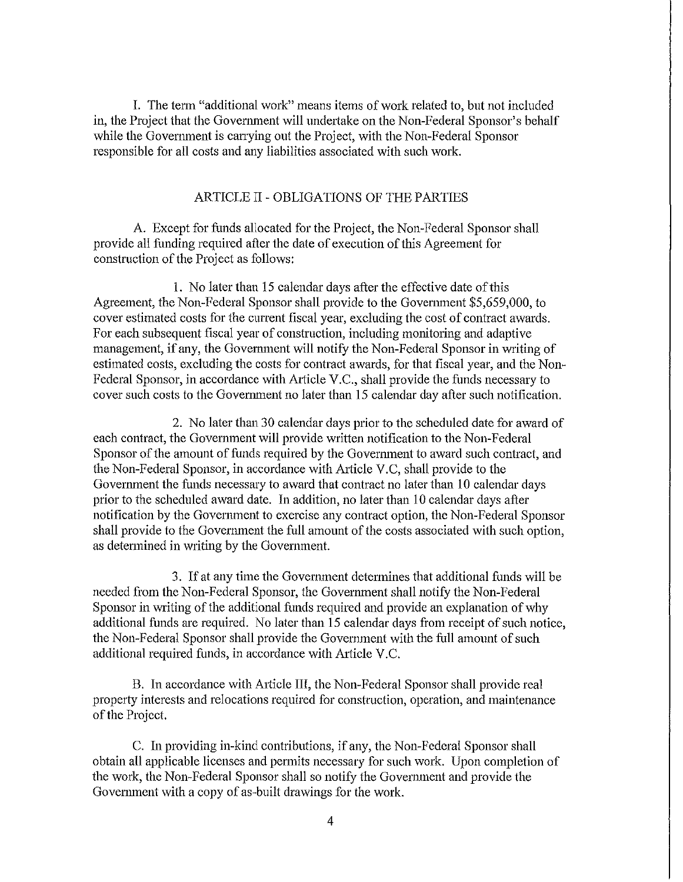I. The term "additional work" means items of work related to, but not included in, the Project that the Government will undertake on the Non-Federal Sponsor's behalf while the Government is carrying out the Project, with the Non-Federal Sponsor responsible for all costs and any liabilities associated with such work.

## ARTICLE II - OBLIGATIONS OF THE PARTIES

A. Except for funds allocated for the Project, the Non-Federal Sponsor shall provide all funding required after the date of execution of this Agreement for construction of the Project as follows:

1. No later than 15 calendar days after the effective date of this Agreement, the Non-Federal Sponsor shall provide to the Government $5,659,000, to cover estimated costs for the current fiscal year, excluding the cost of contract awards. For each subsequent fiscal year of construction, including monitoring and adaptive management, if any, the Government will notify the Non-Federal Sponsor in writing of estimated costs, excluding the costs for contract awards, for that fiscal year, and the Non-Federal Sponsor, in accordance with Article V.C., shall provide the funds necessary to cover such costs to the Government no later than 15 calendar day after such notification.

2. No later than 30 calendar days prior to the scheduled date for award of each contract, the Government will provide written notification to the Non-Federal Sponsor of the amount of funds required by the Government to award such contract, and the Non-Federal Sponsor, in accordance with Article V.C, shall provide to the Government the funds necessary to award that contract no later than 10 calendar days prior to the scheduled award date. In addition, no later than 10 calendar days after notification by the Government to exercise any contract option, the Non-Federal Sponsor shall provide to the Government the full amount of the costs associated with such option, as determined in writing by the Government.

3. If at any time the Government determines that additional funds will be needed from the Non-Federal Sponsor, the Government shall notify the Non-Federal Sponsor in writing of the additional funds required and provide an explanation of why additional funds are required. No later than 15 calendar days from receipt of such notice, the Non-Federal Sponsor shall provide the Government with the full amount of such additional required funds, in accordance with Article V.C.

B. In accordance with Article III, the Non-Federal Sponsor shall provide real property interests and relocations required for construction, operation, and maintenance of the Project.

C. In providing in-kind contributions, if any, the Non-Federal Sponsor shall obtain all applicable licenses and permits necessary for such work. Upon completion of the work, the Non-Federal Sponsor shall so notify the Government and provide the Government with a copy of as-built drawings for the work.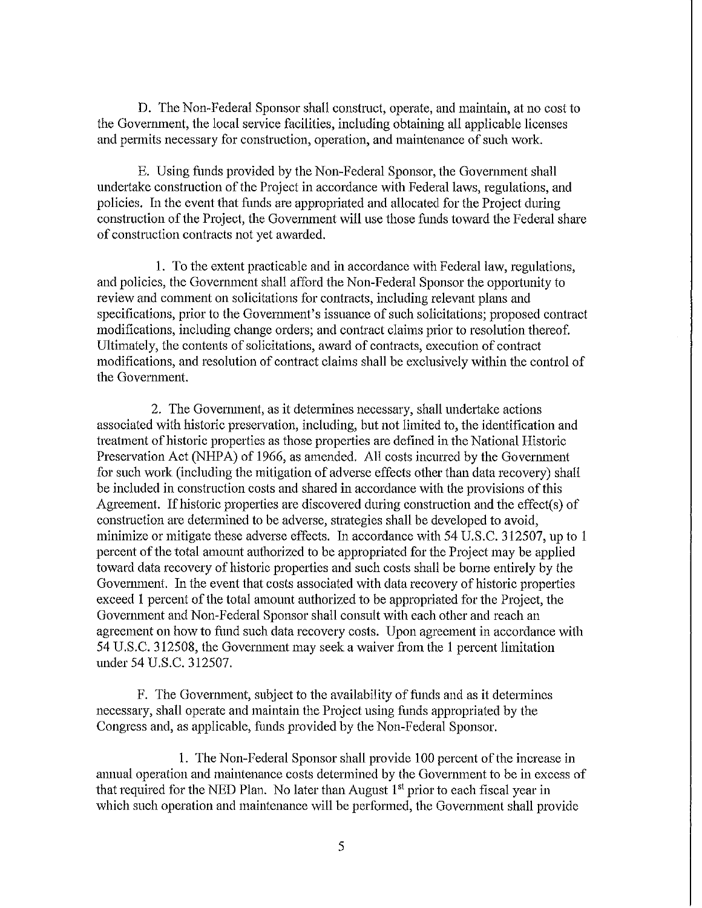D. The Non-Federal Sponsor shall construct, operate, and maintain, at no cost to the Government, the local service facilities, including obtaining all applicable licenses and permits necessary for construction, operation, and maintenance of such work.

E. Using funds provided by the Non-Federal Sponsor, the Government shall undertake construction of the Project in accordance with Federal laws, regulations, and policies. In the event that funds are appropriated and allocated for the Project during construction of the Project, the Government will use those funds toward the Federal share of construction contracts not yet awarded.

1. To the extent practicable and in accordance with Federal law, regulations, and policies, the Government shall afford the Non-Federal Sponsor the opportunity to review and comment on solicitations for contracts, including relevant plans and specifications, prior to the Government's issuance of such solicitations; proposed contract modifications, including change orders; and contract claims prior to resolution thereof. Ultimately, the contents of solicitations, award of contracts, execution of contract modifications, and resolution of contract claims shall be exclusively within the control of the Government.

2. The Government, as it determines necessary, shall undertake actions associated with historic preservation, including, but not limited to, the identification and treatment of historic properties as those properties are defined in the National Historic Preservation Act (NHPA) of 1966, as amended. All costs incurred by the Government for such work (including the mitigation of adverse effects other than data recovery) shall be included in construction costs and shared in accordance with the provisions of this Agreement. If historic properties are discovered during construction and the effect(s) of construction are determined to be adverse, strategies shall be developed to avoid, minimize or mitigate these adverse effects. In accordance with 54 U.S.C. 312507, up to 1 percent of the total amount authorized to be appropriated for the Project may be applied toward data recovery of historic properties and such costs shall be borne entirely by the Government. In the event that costs associated with data recovery of historic properties exceed 1 percent of the total amount authorized to be appropriated for the Project, the Government and Non-Federal Sponsor shall consult with each other and reach an agreement on how to fund such data recovery costs. Upon agreement in accordance with 54 U.S.C. 312508, the Government may seek a waiver from the 1 percent limitation under 54 U.S.C. 312507.

F. The Government, subject to the availability of funds and as it determines necessary, shall operate and maintain the Project using funds appropriated by the Congress and, as applicable, funds provided by the Non-Federal Sponsor.

1. The Non-Federal Sponsor shall provide 100 percent of the increase in annual operation and maintenance costs determined by the Government to be in excess of that required for the NED Plan. No later than August 1st prior to each fiscal year in which such operation and maintenance will be performed, the Government shall provide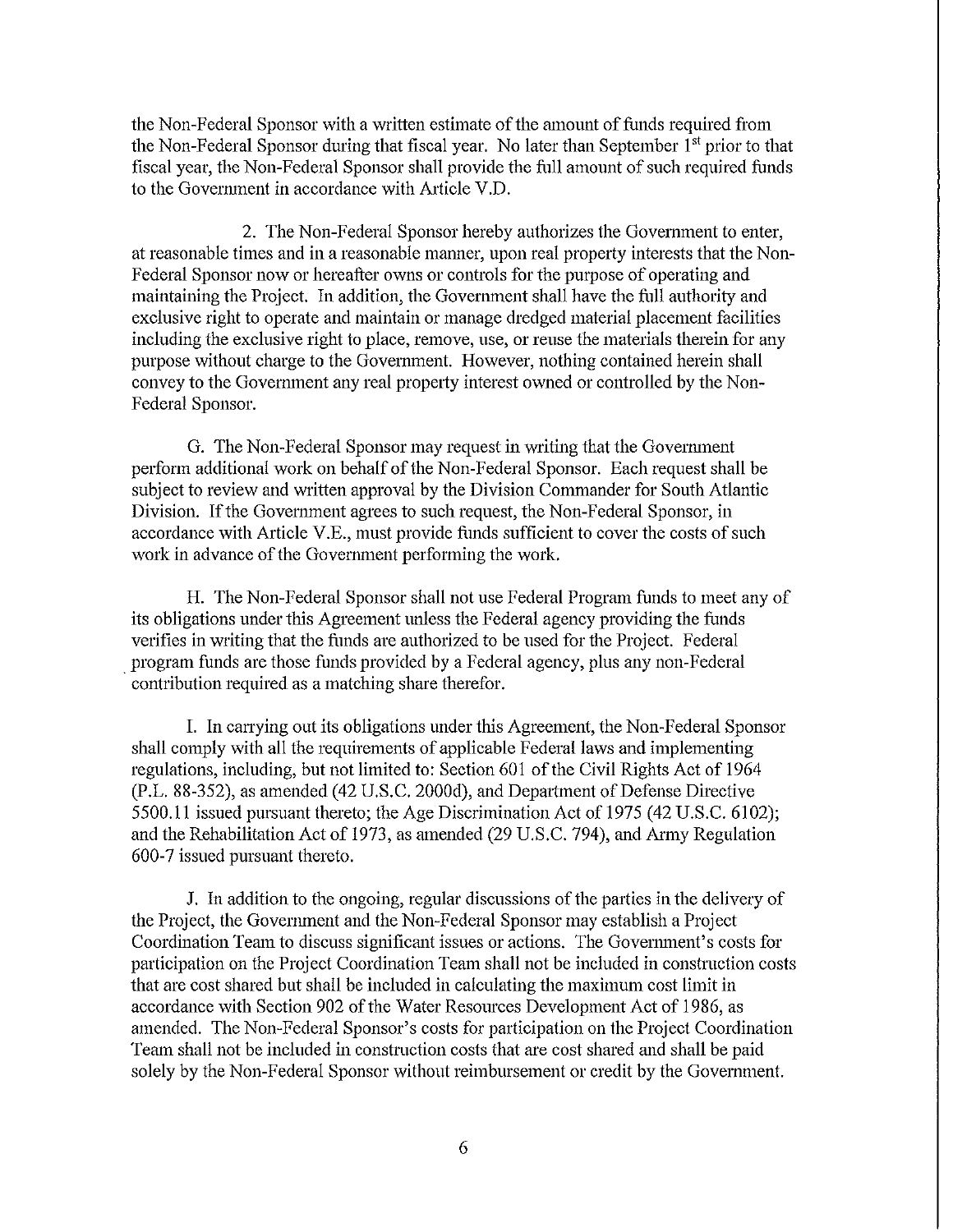the Non-Federal Sponsor with a written estimate of the amount of funds required from the Non-Federal Sponsor during that fiscal year. No later than September 1st prior to that fiscal year, the Non-Federal Sponsor shall provide the full amount of such required funds to the Government in accordance with Article V.D.

2. The Non-Federal Sponsor hereby authorizes the Government to enter, at reasonable times and in a reasonable manner, upon real property interests that the Non-Federal Sponsor now or hereafter owns or controls for the purpose of operating and maintaining the Project. In addition, the Government shall have the full authority and exclusive right to operate and maintain or manage dredged material placement facilities including the exclusive right to place, remove, use, or reuse the materials therein for any purpose without charge to the Government. However, nothing contained herein shall convey to the Government any real property interest owned or controlled by the Non-Federal Sponsor.

G. The Non-Federal Sponsor may request in writing that the Government perform additional work on behalf of the Non-Federal Sponsor. Each request shall be subject to review and written approval by the Division Commander for South Atlantic Division. If the Government agrees to such request, the Non-Federal Sponsor, in accordance with Article V.E., must provide funds sufficient to cover the costs of such work in advance of the Government performing the work.

H. The Non-Federal Sponsor shall not use Federal Program funds to meet any of its obligations under this Agreement unless the Federal agency providing the funds verifies in writing that the funds are authorized to be used for the Project. Federal program funds are those funds provided by a Federal agency, plus any non-Federal contribution required as a matching share therefor.

I. In carrying out its obligations under this Agreement, the Non-Federal Sponsor shall comply with all the requirements of applicable Federal laws and implementing regulations, including, but not limited to: Section 601 of the Civil Rights Act of 1964 (P.L. 88-352), as amended (42 U.S.C. 2000d), and Department of Defense Directive 5500.11 issued pursuant thereto; the Age Discrimination Act of 1975 (42 U.S.C. 6102); and the Rehabilitation Act of 1973, as amended (29 U.S.C. 794), and Army Regulation 600-7 issued pursuant thereto.

J. In addition to the ongoing, regular discussions of the parties in the delivery of the Project, the Government and the Non-Federal Sponsor may establish a Project Coordination Team to discuss significant issues or actions. The Government's costs for participation on the Project Coordination Team shall not be included in construction costs that are cost shared but shall be included in calculating the maximum cost limit in accordance with Section 902 of the Water Resources Development Act of 1986, as amended. The Non-Federal Sponsor's costs for participation on the Project Coordination Team shall not be included in construction costs that are cost shared and shall be paid solely by the Non-Federal Sponsor without reimbursement or credit by the Government.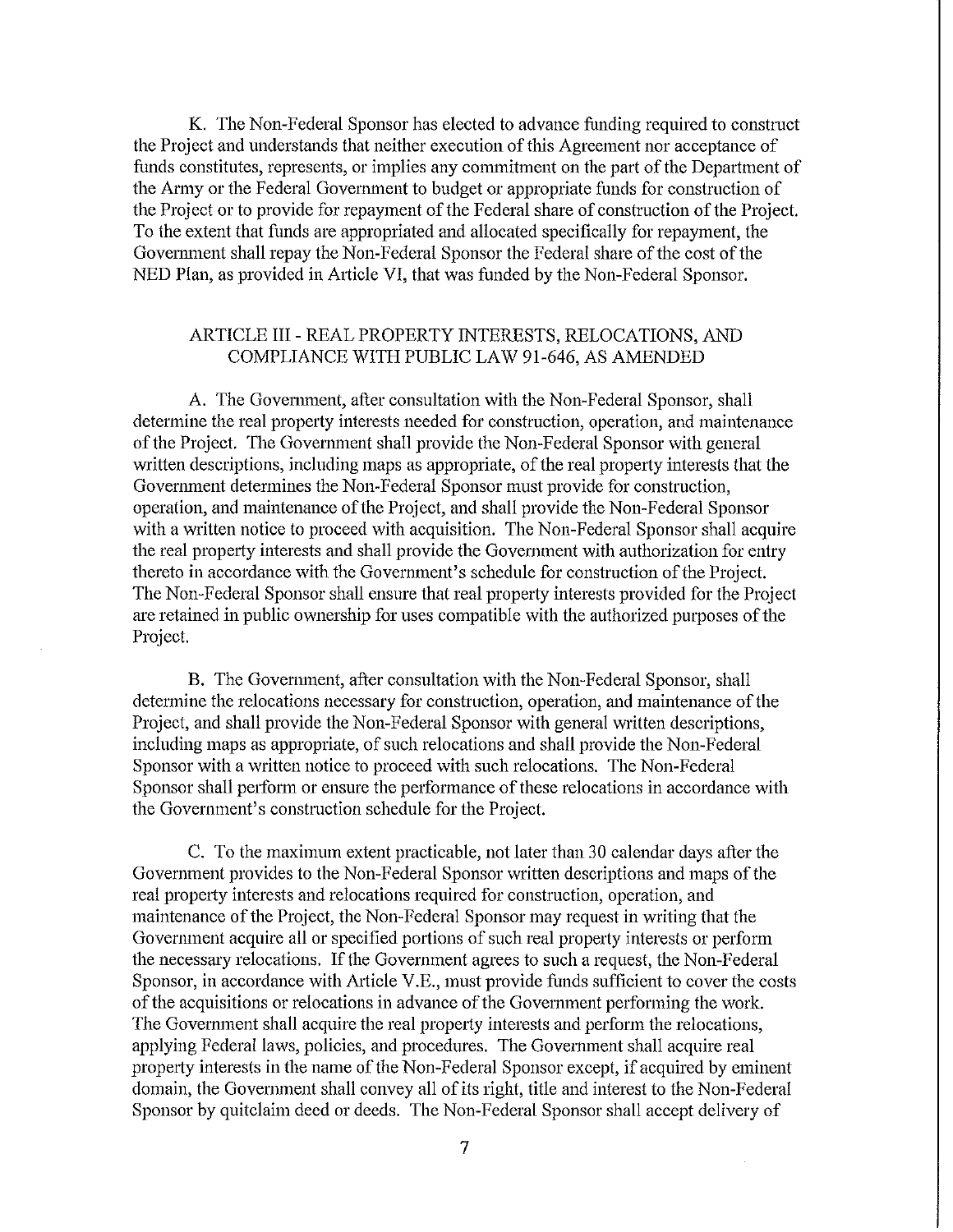K. The Non-Federal Sponsor has elected to advance funding required to construct the Project and understands that neither execution of this Agreement nor acceptance of funds constitutes, represents, or implies any commitment on the part of the Department of the Army or the Federal Government to budget or appropriate funds for construction of the Project or to provide for repayment of the Federal share of construction of the Project. To the extent that funds are appropriated and allocated specifically for repayment, the Government shall repay the Non-Federal Sponsor the Federal share of the cost of the NED Plan, as provided in Article VI, that was funded by the Non-Federal Sponsor.

## ARTICLE III - REAL PROPERTY INTERESTS, RELOCATIONS, AND COMPLIANCE WITH PUBLIC LAW 91-646, AS AMENDED

A. The Government, after consultation with the Non-Federal Sponsor, shall determine the real property interests needed for construction, operation, and maintenance of the Project. The Government shall provide the Non-Federal Sponsor with general written descriptions, including maps as appropriate, of the real property interests that the Government determines the Non-Federal Sponsor must provide for construction, operation, and maintenance of the Project, and shall provide the Non-Federal Sponsor with a written notice to proceed with acquisition. The Non-Federal Sponsor shall acquire the real property interests and shall provide the Government with authorization for entry thereto in accordance with the Government's schedule for construction of the Project. The Non-Federal Sponsor shall ensure that real property interests provided for the Project are retained in public ownership for uses compatible with the authorized purposes of the Project.

B. The Government, after consultation with the Non-Federal Sponsor, shall determine the relocations necessary for construction, operation, and maintenance of the Project, and shall provide the Non-Federal Sponsor with general written descriptions, including maps as appropriate, of such relocations and shall provide the Non-Federal Sponsor with a written notice to proceed with such relocations. The Non-Federal Sponsor shall perform or ensure the performance of these relocations in accordance with the Government's construction schedule for the Project.

C. To the maximum extent practicable, not later than 30 calendar days after the Government provides to the Non-Federal Sponsor written descriptions and maps of the real property interests and relocations required for construction, operation, and maintenance of the Project, the Non-Federal Sponsor may request in writing that the Government acquire all or specified portions of such real property interests or perform the necessary relocations. If the Government agrees to such a request, the Non-Federal Sponsor, in accordance with Article V.E., must provide funds sufficient to cover the costs of the acquisitions or relocations in advance of the Government performing the work. The Government shall acquire the real property interests and perform the relocations, applying Federal laws, policies, and procedures. The Government shall acquire real property interests in the name of the Non-Federal Sponsor except, if acquired by eminent domain, the Government shall convey all of its right, title and interest to the Non-Federal Sponsor by quitclaim deed or deeds. The Non-Federal Sponsor shall accept delivery of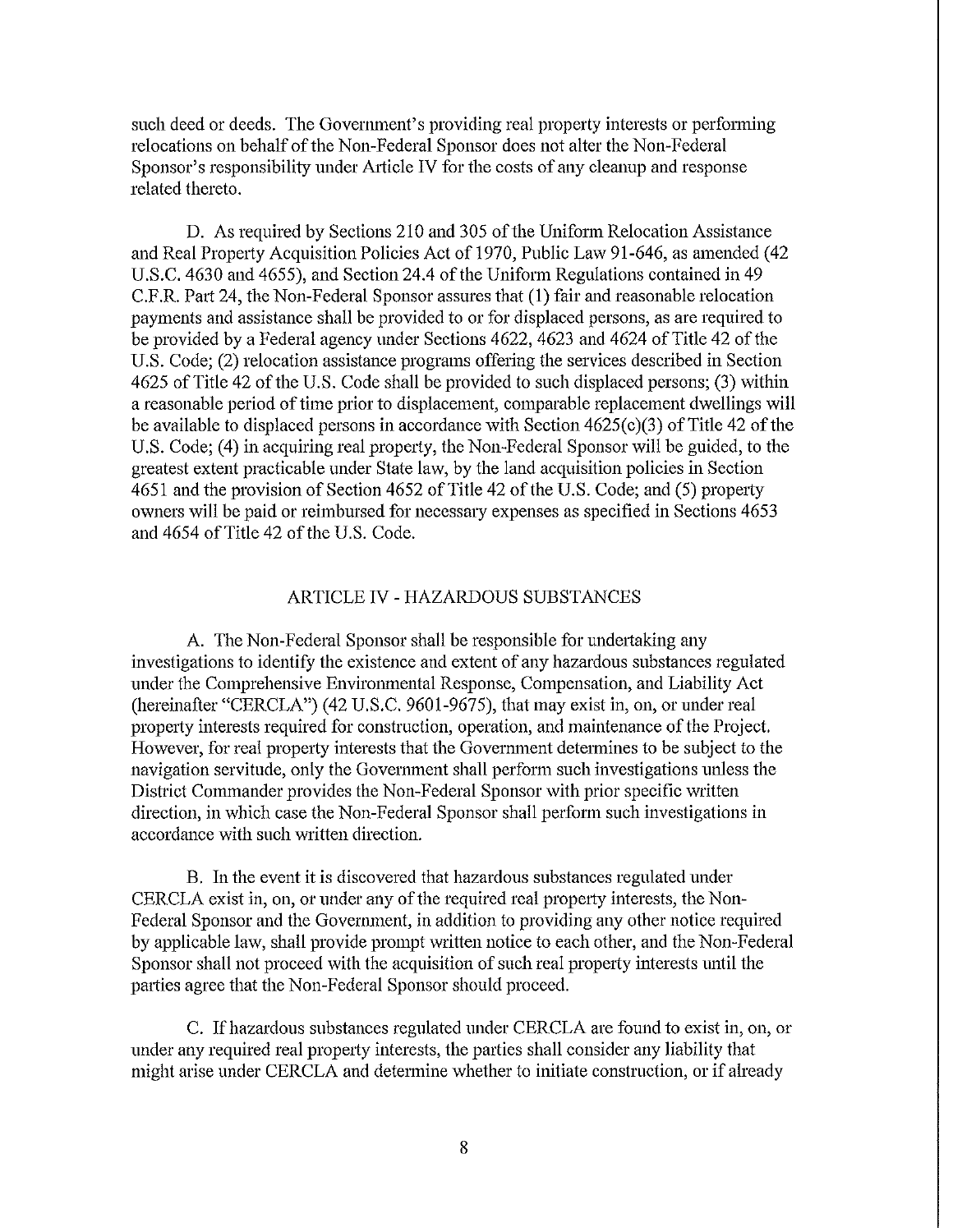such deed or deeds. The Government's providing real property interests or performing relocations on behalf of the Non-Federal Sponsor does not alter the Non-Federal Sponsor's responsibility under Article IV for the costs of any cleanup and response related thereto.

D. As required by Sections 210 and 305 of the Uniform Relocation Assistance and Real Property Acquisition Policies Act of 1970, Public Law 91-646, as amended (42 U.S.C. 4630 and 4655), and Section 24.4 of the Uniform Regulations contained in 49 C.F.R. Part 24, the Non-Federal Sponsor assures that (1) fair and reasonable relocation payments and assistance shall be provided to or for displaced persons, as are required to be provided by a Federal agency under Sections 4622, 4623 and 4624 of Title 42 of the U.S. Code; (2) relocation assistance programs offering the services described in Section 4625 of Title 42 of the U.S. Code shall be provided to such displaced persons; (3) within a reasonable period of time prior to displacement, comparable replacement dwellings will be available to displaced persons in accordance with Section 4625(c)(3) of Title 42 of the U.S. Code; (4) in acquiring real property, the Non-Federal Sponsor will be guided, to the greatest extent practicable under State law, by the land acquisition policies in Section 4651 and the provision of Section 4652 of Title 42 of the U.S. Code; and (5) property owners will be paid or reimbursed for necessary expenses as specified in Sections 4653 and 4654 of Title 42 of the U.S. Code.

## ARTICLE IV - HAZARDOUS SUBSTANCES

A. The Non-Federal Sponsor shall be responsible for undertaking any investigations to identify the existence and extent of any hazardous substances regulated under the Comprehensive Environmental Response, Compensation, and Liability Act (hereinafter "CERCLA") (42 U.S.C. 9601-9675), that may exist in, on, or under real property interests required for construction, operation, and maintenance of the Project. However, for real property interests that the Government determines to be subject to the navigation servitude, only the Government shall perform such investigations unless the District Commander provides the Non-Federal Sponsor with prior specific written direction, in which case the Non-Federal Sponsor shall perform such investigations in accordance with such written direction.

B. In the event it is discovered that hazardous substances regulated under CERCLA exist in, on, or under any of the required real property interests, the Non-Federal Sponsor and the Government, in addition to providing any other notice required by applicable law, shall provide prompt written notice to each other, and the Non-Federal Sponsor shall not proceed with the acquisition of such real property interests until the parties agree that the Non-Federal Sponsor should proceed.

C. If hazardous substances regulated under CERCLA are found to exist in, on, or under any required real property interests, the parties shall consider any liability that might arise under CERCLA and determine whether to initiate construction, or if already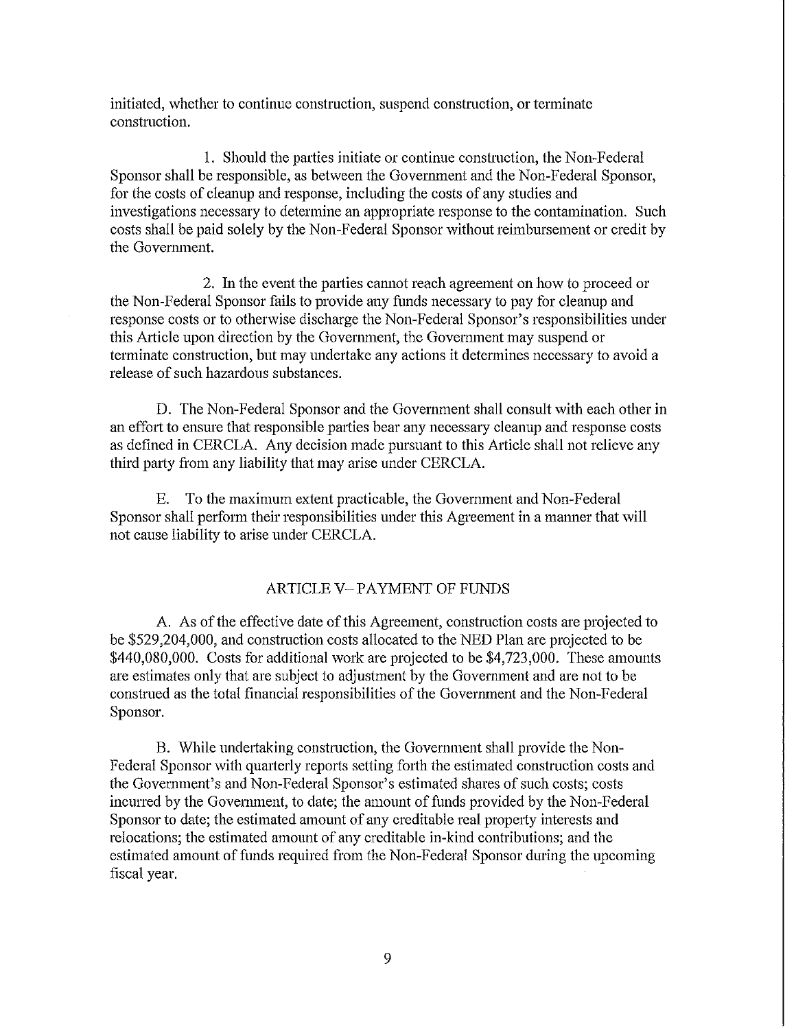initiated, whether to continue construction, suspend construction, or terminate construction.

1. Should the parties initiate or continue construction, the Non-Federal Sponsor shall be responsible, as between the Government and the Non-Federal Sponsor, for the costs of cleanup and response, including the costs of any studies and investigations necessary to determine an appropriate response to the contamination. Such costs shall be paid solely by the Non-Federal Sponsor without reimbursement or credit by the Government.

2. In the event the parties cannot reach agreement on how to proceed or the Non-Federal Sponsor fails to provide any funds necessary to pay for cleanup and response costs or to otherwise discharge the Non-Federal Sponsor's responsibilities under this Article upon direction by the Government, the Government may suspend or terminate construction, but may undertake any actions it determines necessary to avoid a release of such hazardous substances.

D. The Non-Federal Sponsor and the Government shall consult with each other in an effort to ensure that responsible parties bear any necessary cleanup and response costs as defined in CERCLA. Any decision made pursuant to this Article shall not relieve any third party from any liability that may arise under CERCLA.

E. To the maximum extent practicable, the Government and Non-Federal Sponsor shall perform their responsibilities under this Agreement in a manner that will not cause liability to arise under CERCLA.

## ARTICLE V– PAYMENT OF FUNDS

A. As of the effective date of this Agreement, construction costs are projected to be $529,204,000, and construction costs allocated to the NED Plan are projected to be $440,080,000. Costs for additional work are projected to be $4,723,000. These amounts are estimates only that are subject to adjustment by the Government and are not to be construed as the total financial responsibilities of the Government and the Non-Federal Sponsor.

B. While undertaking construction, the Government shall provide the Non-Federal Sponsor with quarterly reports setting forth the estimated construction costs and the Government's and Non-Federal Sponsor's estimated shares of such costs; costs incurred by the Government, to date; the amount of funds provided by the Non-Federal Sponsor to date; the estimated amount of any creditable real property interests and relocations; the estimated amount of any creditable in-kind contributions; and the estimated amount of funds required from the Non-Federal Sponsor during the upcoming fiscal year.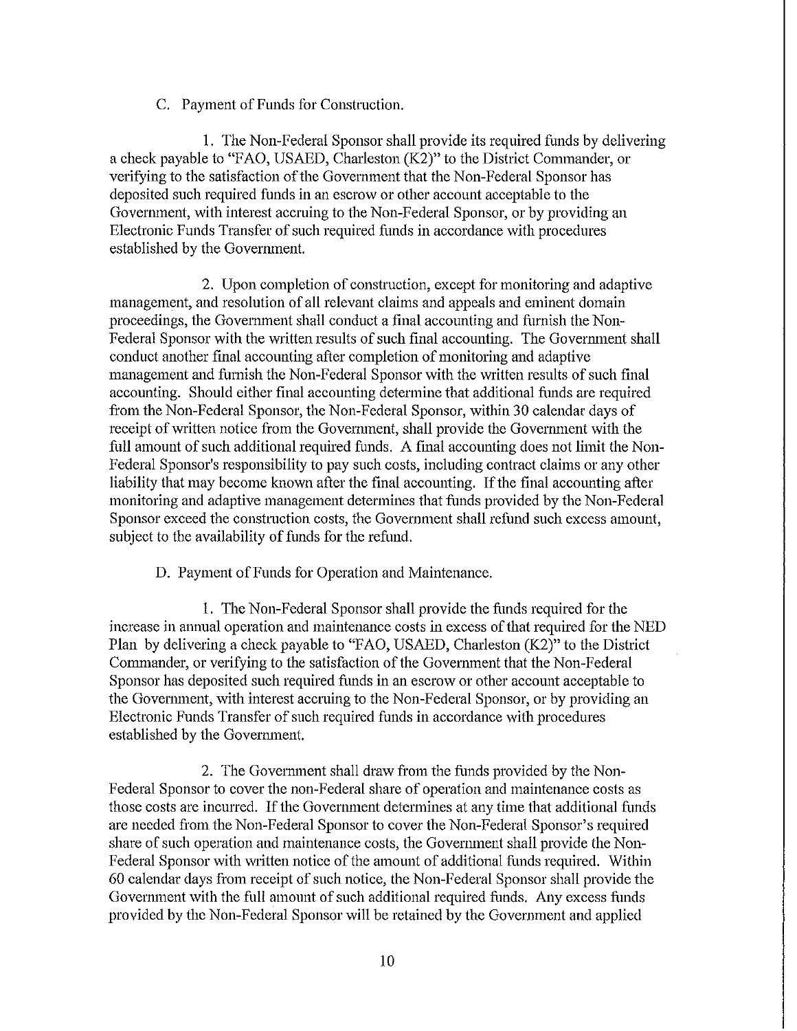C. Payment of Funds for Construction.

1. The Non-Federal Sponsor shall provide its required funds by delivering a check payable to "FAO, USAED, Charleston (K2)" to the District Commander, or verifying to the satisfaction of the Government that the Non-Federal Sponsor has deposited such required funds in an escrow or other account acceptable to the Government, with interest accruing to the Non-Federal Sponsor, or by providing an Electronic Funds Transfer of such required funds in accordance with procedures established by the Government.

2. Upon completion of construction, except for monitoring and adaptive management, and resolution of all relevant claims and appeals and eminent domain proceedings, the Government shall conduct a final accounting and furnish the Non-Federal Sponsor with the written results of such final accounting. The Government shall conduct another final accounting after completion of monitoring and adaptive management and furnish the Non-Federal Sponsor with the written results of such final accounting. Should either final accounting determine that additional funds are required from the Non-Federal Sponsor, the Non-Federal Sponsor, within 30 calendar days of receipt of written notice from the Government, shall provide the Government with the full amount of such additional required funds. A final accounting does not limit the Non-Federal Sponsor's responsibility to pay such costs, including contract claims or any other liability that may become known after the final accounting. If the final accounting after monitoring and adaptive management determines that funds provided by the Non-Federal Sponsor exceed the construction costs, the Government shall refund such excess amount, subject to the availability of funds for the refund.

D. Payment of Funds for Operation and Maintenance.

1. The Non-Federal Sponsor shall provide the funds required for the increase in annual operation and maintenance costs in excess of that required for the NED Plan by delivering a check payable to "FAO, USAED, Charleston (K2)" to the District Commander, or verifying to the satisfaction of the Government that the Non-Federal Sponsor has deposited such required funds in an escrow or other account acceptable to the Government, with interest accruing to the Non-Federal Sponsor, or by providing an Electronic Funds Transfer of such required funds in accordance with procedures established by the Government.

2. The Government shall draw from the funds provided by the Non-Federal Sponsor to cover the non-Federal share of operation and maintenance costs as those costs are incurred. If the Government determines at any time that additional funds are needed from the Non-Federal Sponsor to cover the Non-Federal Sponsor's required share of such operation and maintenance costs, the Government shall provide the Non-Federal Sponsor with written notice of the amount of additional funds required. Within 60 calendar days from receipt of such notice, the Non-Federal Sponsor shall provide the Government with the full amount of such additional required funds. Any excess funds provided by the Non-Federal Sponsor will be retained by the Government and applied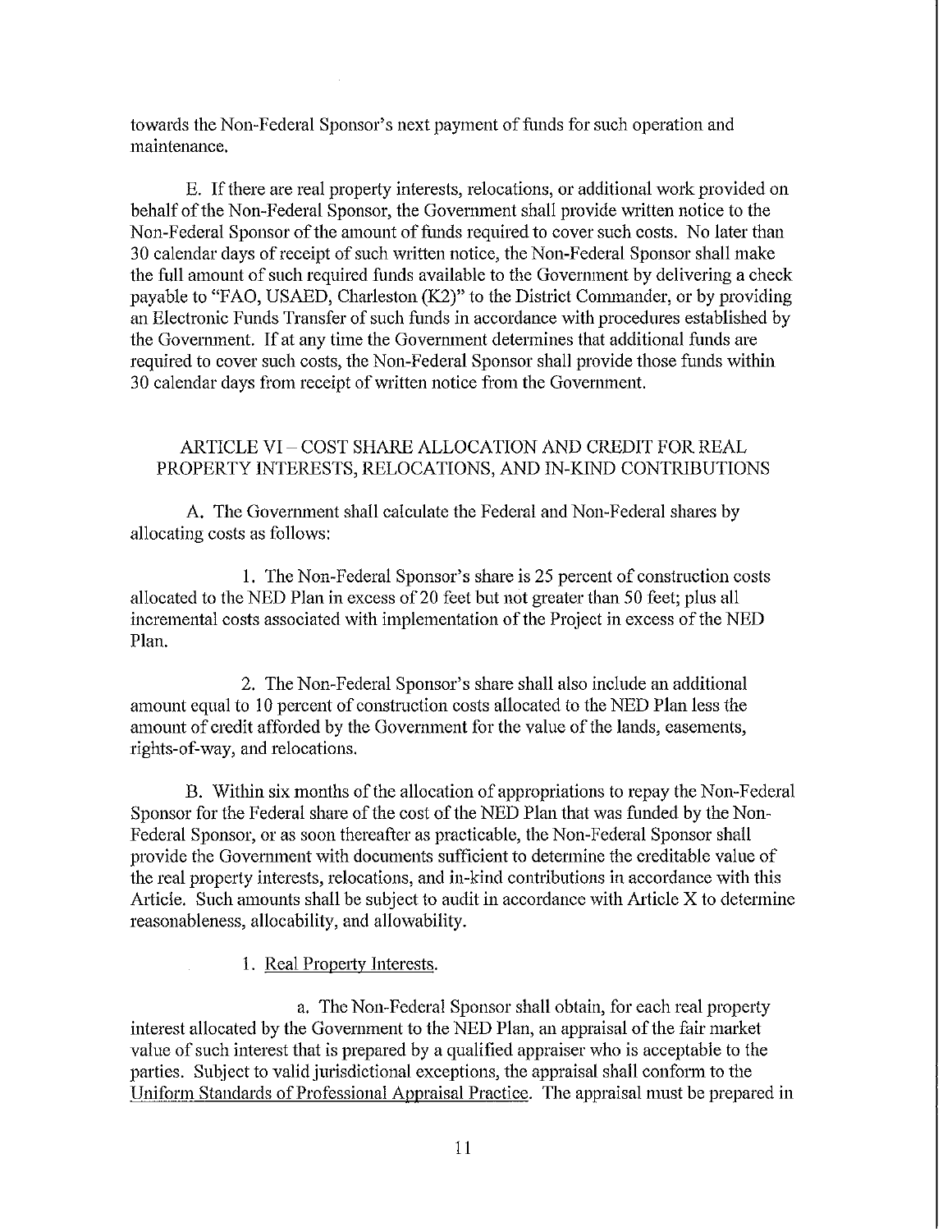towards the Non-Federal Sponsor's next payment of funds for such operation and maintenance.

E. If there are real property interests, relocations, or additional work provided on behalf of the Non-Federal Sponsor, the Government shall provide written notice to the Non-Federal Sponsor of the amount of funds required to cover such costs. No later than 30 calendar days of receipt of such written notice, the Non-Federal Sponsor shall make the full amount of such required funds available to the Government by delivering a check payable to "FAO, USAED, Charleston (K2)" to the District Commander, or by providing an Electronic Funds Transfer of such funds in accordance with procedures established by the Government. If at any time the Government determines that additional funds are required to cover such costs, the Non-Federal Sponsor shall provide those funds within 30 calendar days from receipt of written notice from the Government.

## ARTICLE VI – COST SHARE ALLOCATION AND CREDIT FOR REAL PROPERTY INTERESTS, RELOCATIONS, AND IN-KIND CONTRIBUTIONS

A. The Government shall calculate the Federal and Non-Federal shares by allocating costs as follows:

1. The Non-Federal Sponsor's share is 25 percent of construction costs allocated to the NED Plan in excess of 20 feet but not greater than 50 feet; plus all incremental costs associated with implementation of the Project in excess of the NED Plan.

2. The Non-Federal Sponsor's share shall also include an additional amount equal to 10 percent of construction costs allocated to the NED Plan less the amount of credit afforded by the Government for the value of the lands, easements, rights-of-way, and relocations.

B. Within six months of the allocation of appropriations to repay the Non-Federal Sponsor for the Federal share of the cost of the NED Plan that was funded by the Non-Federal Sponsor, or as soon thereafter as practicable, the Non-Federal Sponsor shall provide the Government with documents sufficient to determine the creditable value of the real property interests, relocations, and in-kind contributions in accordance with this Article. Such amounts shall be subject to audit in accordance with Article X to determine reasonableness, allocability, and allowability.

1. Real Property Interests.

a. The Non-Federal Sponsor shall obtain, for each real property interest allocated by the Government to the NED Plan, an appraisal of the fair market value of such interest that is prepared by a qualified appraiser who is acceptable to the parties. Subject to valid jurisdictional exceptions, the appraisal shall conform to the Uniform Standards of Professional Appraisal Practice. The appraisal must be prepared in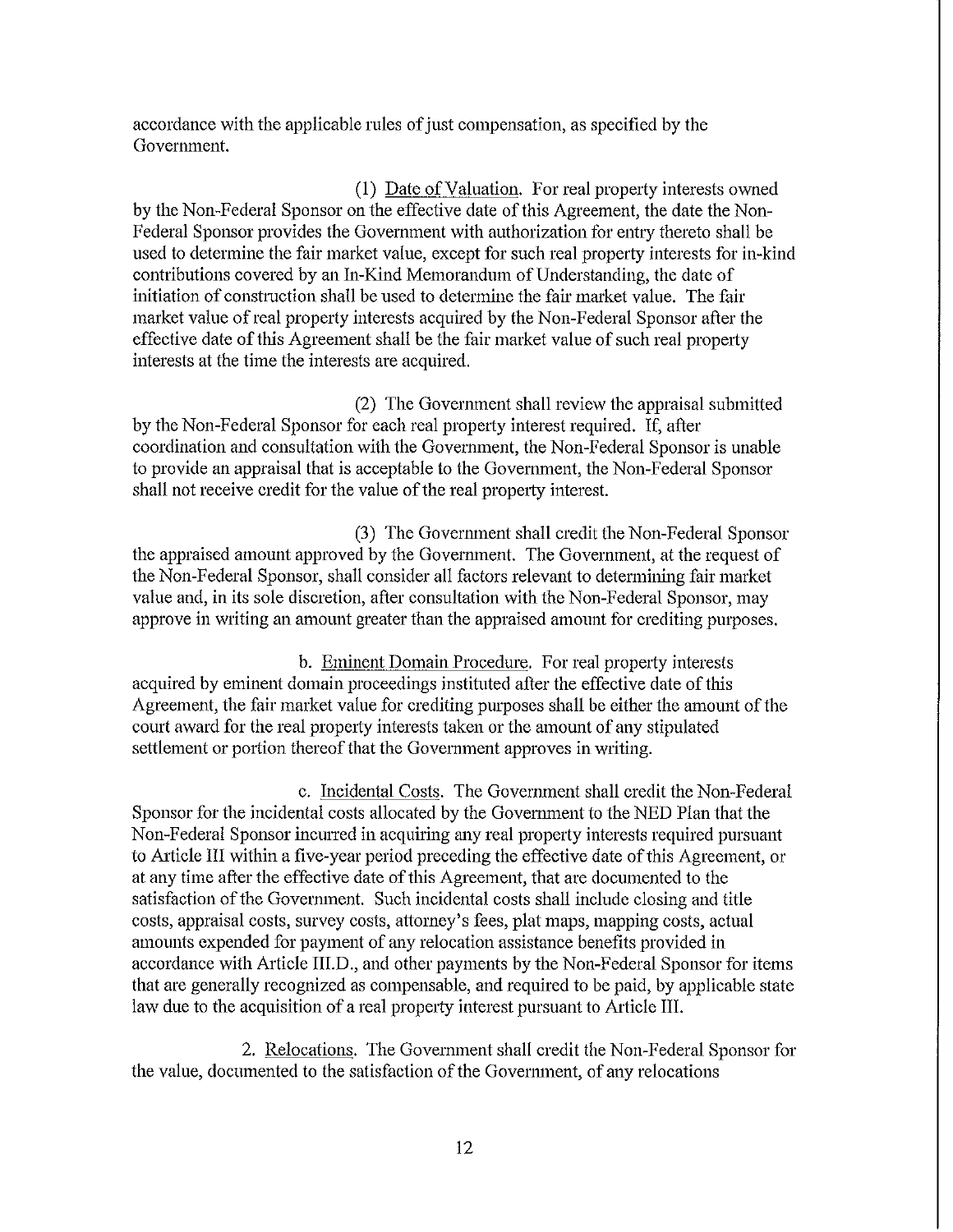accordance with the applicable rules of just compensation, as specified by the Government.

(1) Date of Valuation. For real property interests owned by the Non-Federal Sponsor on the effective date of this Agreement, the date the Non-Federal Sponsor provides the Government with authorization for entry thereto shall be used to determine the fair market value, except for such real property interests for in-kind contributions covered by an In-Kind Memorandum of Understanding, the date of initiation of construction shall be used to determine the fair market value. The fair market value of real property interests acquired by the Non-Federal Sponsor after the effective date of this Agreement shall be the fair market value of such real property interests at the time the interests are acquired.

(2) The Government shall review the appraisal submitted by the Non-Federal Sponsor for each real property interest required. If, after coordination and consultation with the Government, the Non-Federal Sponsor is unable to provide an appraisal that is acceptable to the Government, the Non-Federal Sponsor shall not receive credit for the value of the real property interest.

(3) The Government shall credit the Non-Federal Sponsor the appraised amount approved by the Government. The Government, at the request of the Non-Federal Sponsor, shall consider all factors relevant to determining fair market value and, in its sole discretion, after consultation with the Non-Federal Sponsor, may approve in writing an amount greater than the appraised amount for crediting purposes.

b. Eminent Domain Procedure. For real property interests acquired by eminent domain proceedings instituted after the effective date of this Agreement, the fair market value for crediting purposes shall be either the amount of the court award for the real property interests taken or the amount of any stipulated settlement or portion thereof that the Government approves in writing.

c. Incidental Costs. The Government shall credit the Non-Federal Sponsor for the incidental costs allocated by the Government to the NED Plan that the Non-Federal Sponsor incurred in acquiring any real property interests required pursuant to Article III within a five-year period preceding the effective date of this Agreement, or at any time after the effective date of this Agreement, that are documented to the satisfaction of the Government. Such incidental costs shall include closing and title costs, appraisal costs, survey costs, attorney's fees, plat maps, mapping costs, actual amounts expended for payment of any relocation assistance benefits provided in accordance with Article III.D., and other payments by the Non-Federal Sponsor for items that are generally recognized as compensable, and required to be paid, by applicable state law due to the acquisition of a real property interest pursuant to Article III.

2. Relocations. The Government shall credit the Non-Federal Sponsor for the value, documented to the satisfaction of the Government, of any relocations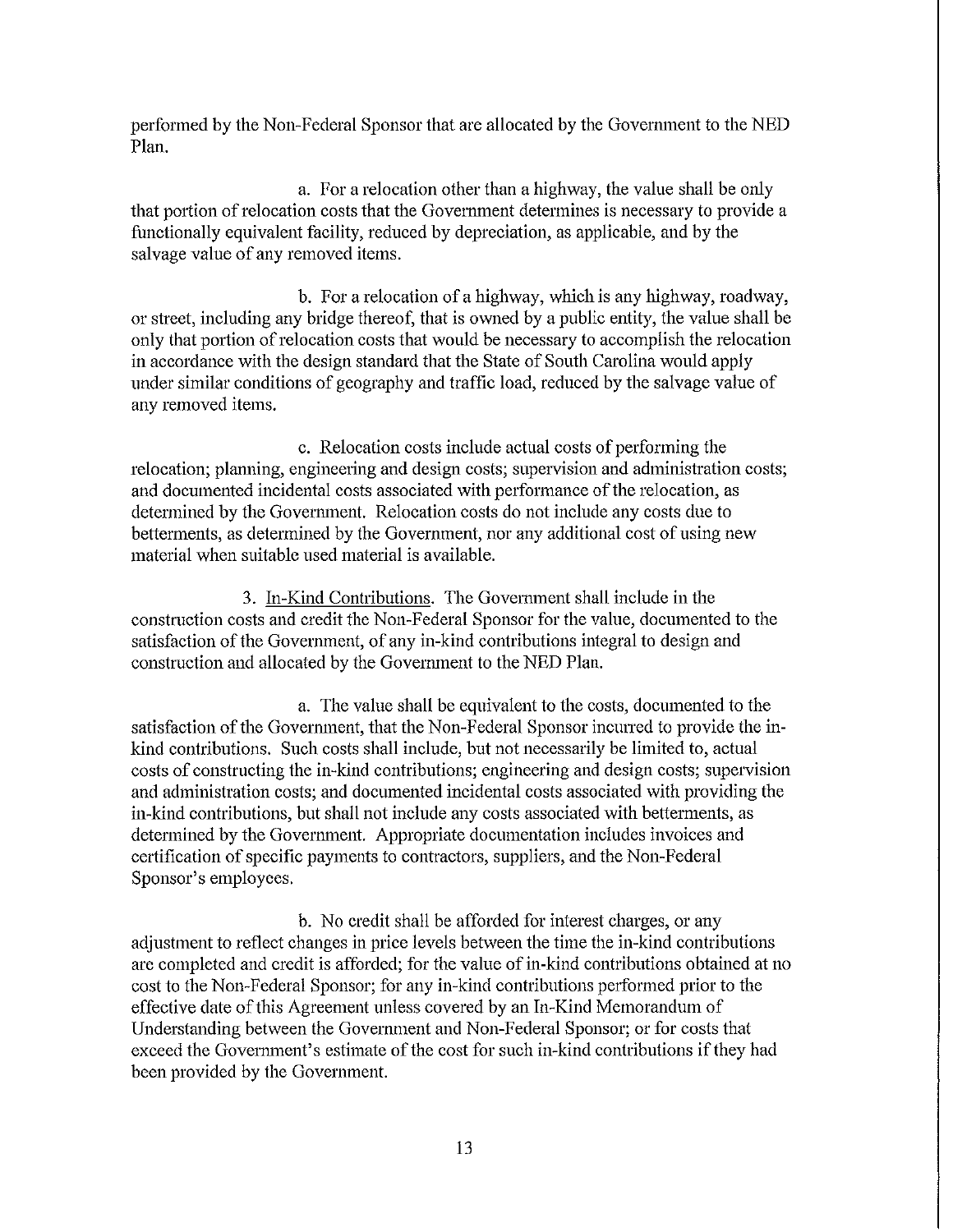performed by the Non-Federal Sponsor that are allocated by the Government to the NED Plan.

a. For a relocation other than a highway, the value shall be only that portion of relocation costs that the Government determines is necessary to provide a functionally equivalent facility, reduced by depreciation, as applicable, and by the salvage value of any removed items.

b. For a relocation of a highway, which is any highway, roadway, or street, including any bridge thereof, that is owned by a public entity, the value shall be only that portion of relocation costs that would be necessary to accomplish the relocation in accordance with the design standard that the State of South Carolina would apply under similar conditions of geography and traffic load, reduced by the salvage value of any removed items.

c. Relocation costs include actual costs of performing the relocation; planning, engineering and design costs; supervision and administration costs; and documented incidental costs associated with performance of the relocation, as determined by the Government. Relocation costs do not include any costs due to betterments, as determined by the Government, nor any additional cost of using new material when suitable used material is available.

3. <u>In-Kind Contributions</u>. The Government shall include in the construction costs and credit the Non-Federal Sponsor for the value, documented to the satisfaction of the Government, of any in-kind contributions integral to design and construction and allocated by the Government to the NED Plan.

a. The value shall be equivalent to the costs, documented to the satisfaction of the Government, that the Non-Federal Sponsor incurred to provide the in-kind contributions. Such costs shall include, but not necessarily be limited to, actual costs of constructing the in-kind contributions; engineering and design costs; supervision and administration costs; and documented incidental costs associated with providing the in-kind contributions, but shall not include any costs associated with betterments, as determined by the Government. Appropriate documentation includes invoices and certification of specific payments to contractors, suppliers, and the Non-Federal Sponsor's employees.

b. No credit shall be afforded for interest charges, or any adjustment to reflect changes in price levels between the time the in-kind contributions are completed and credit is afforded; for the value of in-kind contributions obtained at no cost to the Non-Federal Sponsor; for any in-kind contributions performed prior to the effective date of this Agreement unless covered by an In-Kind Memorandum of Understanding between the Government and Non-Federal Sponsor; or for costs that exceed the Government's estimate of the cost for such in-kind contributions if they had been provided by the Government.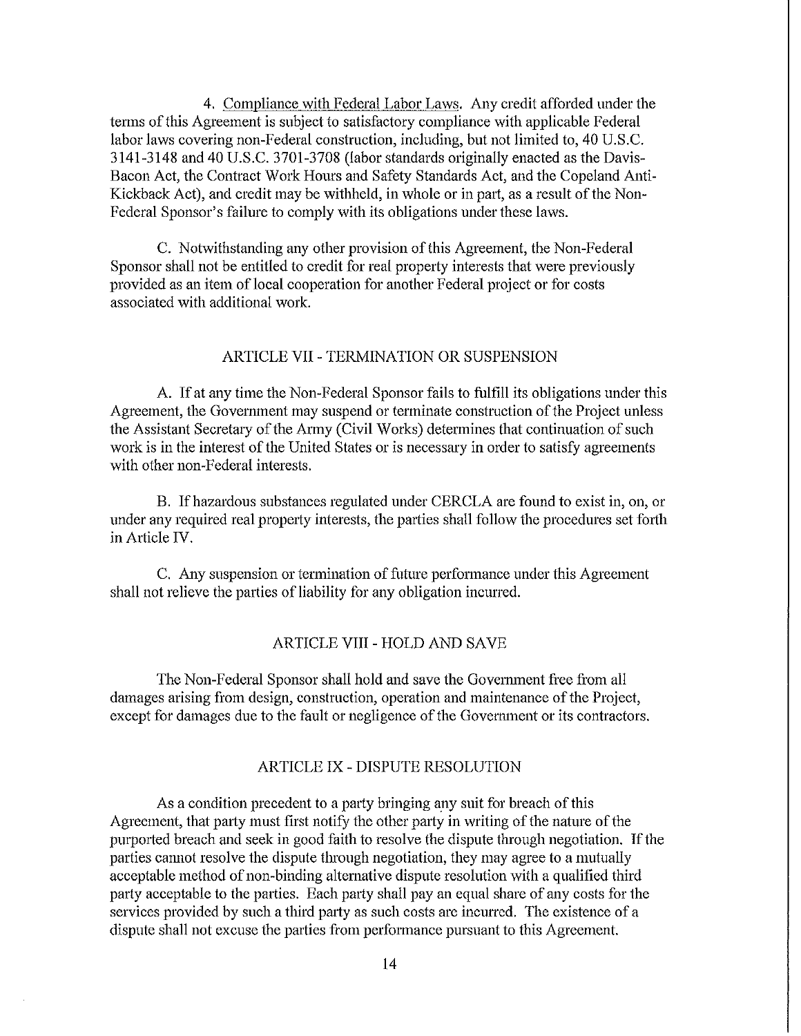4. Compliance with Federal Labor Laws. Any credit afforded under the terms of this Agreement is subject to satisfactory compliance with applicable Federal labor laws covering non-Federal construction, including, but not limited to, 40 U.S.C. 3141-3148 and 40 U.S.C. 3701-3708 (labor standards originally enacted as the Davis-Bacon Act, the Contract Work Hours and Safety Standards Act, and the Copeland Anti-Kickback Act), and credit may be withheld, in whole or in part, as a result of the Non-Federal Sponsor's failure to comply with its obligations under these laws.

C. Notwithstanding any other provision of this Agreement, the Non-Federal Sponsor shall not be entitled to credit for real property interests that were previously provided as an item of local cooperation for another Federal project or for costs associated with additional work.

## ARTICLE VII - TERMINATION OR SUSPENSION

A. If at any time the Non-Federal Sponsor fails to fulfill its obligations under this Agreement, the Government may suspend or terminate construction of the Project unless the Assistant Secretary of the Army (Civil Works) determines that continuation of such work is in the interest of the United States or is necessary in order to satisfy agreements with other non-Federal interests.

B. If hazardous substances regulated under CERCLA are found to exist in, on, or under any required real property interests, the parties shall follow the procedures set forth in Article IV.

C. Any suspension or termination of future performance under this Agreement shall not relieve the parties of liability for any obligation incurred.

## ARTICLE VIII - HOLD AND SAVE

The Non-Federal Sponsor shall hold and save the Government free from all damages arising from design, construction, operation and maintenance of the Project, except for damages due to the fault or negligence of the Government or its contractors.

## ARTICLE IX - DISPUTE RESOLUTION

As a condition precedent to a party bringing any suit for breach of this Agreement, that party must first notify the other party in writing of the nature of the purported breach and seek in good faith to resolve the dispute through negotiation. If the parties cannot resolve the dispute through negotiation, they may agree to a mutually acceptable method of non-binding alternative dispute resolution with a qualified third party acceptable to the parties. Each party shall pay an equal share of any costs for the services provided by such a third party as such costs are incurred. The existence of a dispute shall not excuse the parties from performance pursuant to this Agreement.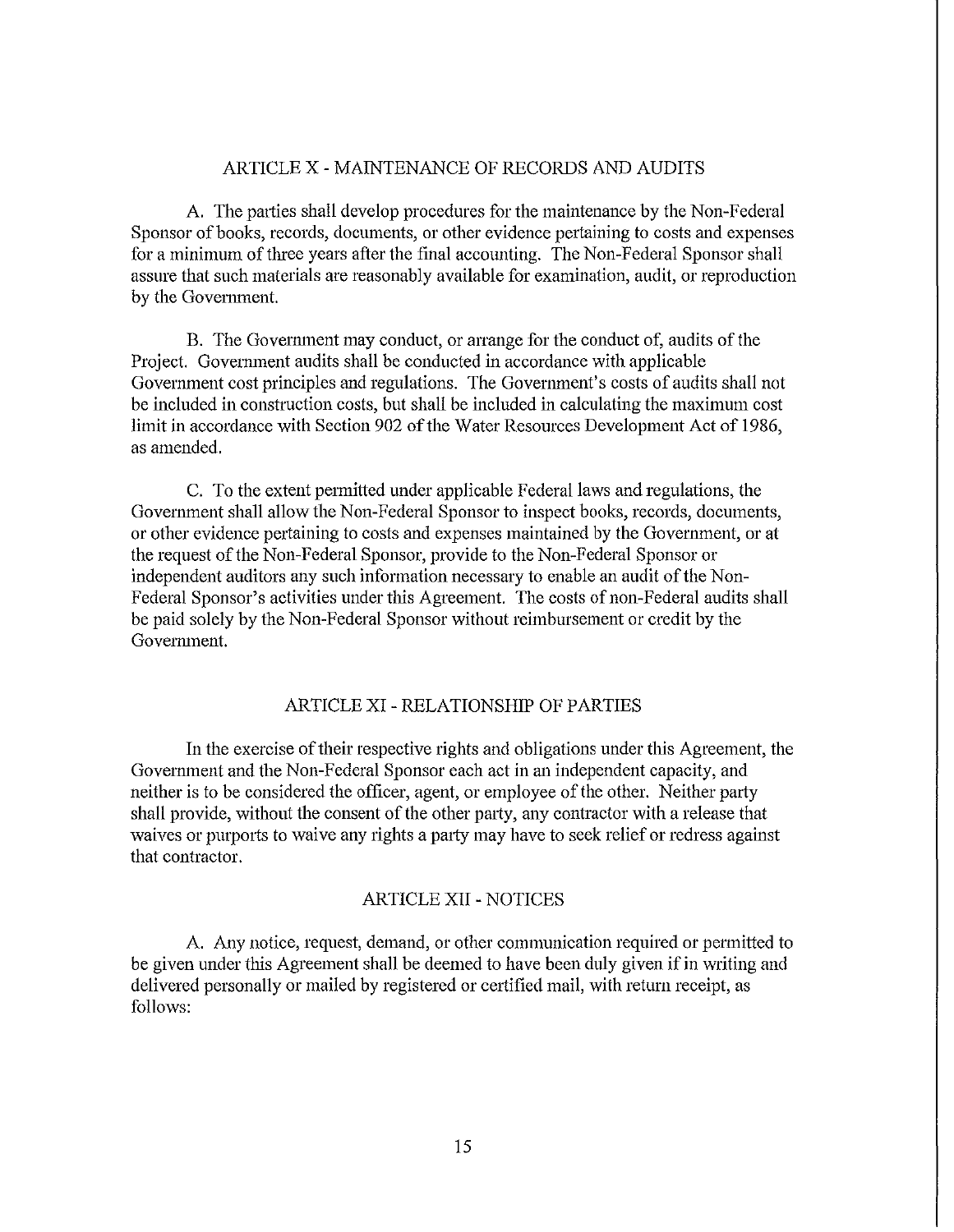## ARTICLE X - MAINTENANCE OF RECORDS AND AUDITS

A. The parties shall develop procedures for the maintenance by the Non-Federal Sponsor of books, records, documents, or other evidence pertaining to costs and expenses for a minimum of three years after the final accounting. The Non-Federal Sponsor shall assure that such materials are reasonably available for examination, audit, or reproduction by the Government.

B. The Government may conduct, or arrange for the conduct of, audits of the Project. Government audits shall be conducted in accordance with applicable Government cost principles and regulations. The Government's costs of audits shall not be included in construction costs, but shall be included in calculating the maximum cost limit in accordance with Section 902 of the Water Resources Development Act of 1986, as amended.

C. To the extent permitted under applicable Federal laws and regulations, the Government shall allow the Non-Federal Sponsor to inspect books, records, documents, or other evidence pertaining to costs and expenses maintained by the Government, or at the request of the Non-Federal Sponsor, provide to the Non-Federal Sponsor or independent auditors any such information necessary to enable an audit of the Non-Federal Sponsor's activities under this Agreement. The costs of non-Federal audits shall be paid solely by the Non-Federal Sponsor without reimbursement or credit by the Government.

## ARTICLE XI - RELATIONSHIP OF PARTIES

In the exercise of their respective rights and obligations under this Agreement, the Government and the Non-Federal Sponsor each act in an independent capacity, and neither is to be considered the officer, agent, or employee of the other. Neither party shall provide, without the consent of the other party, any contractor with a release that waives or purports to waive any rights a party may have to seek relief or redress against that contractor.

## ARTICLE XII - NOTICES

A. Any notice, request, demand, or other communication required or permitted to be given under this Agreement shall be deemed to have been duly given if in writing and delivered personally or mailed by registered or certified mail, with return receipt, as follows: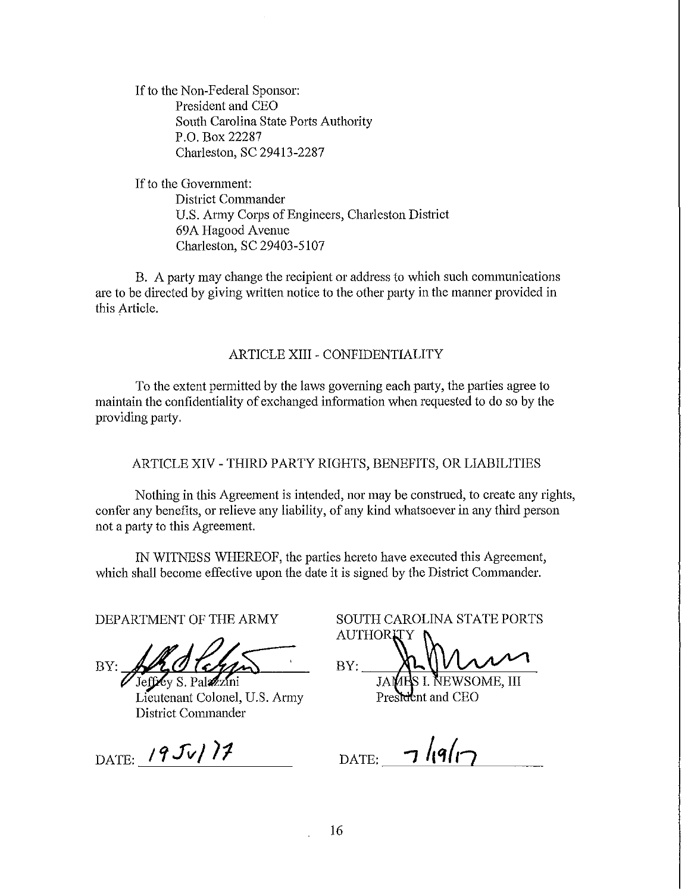If to the Non-Federal Sponsor:
President and CEO
South Carolina State Ports Authority
P.O. Box 22287
Charleston, SC 29413-2287

If to the Government:
District Commander
U.S. Army Corps of Engineers, Charleston District
69A Hagood Avenue
Charleston, SC 29403-5107

B. A party may change the recipient or address to which such communications are to be directed by giving written notice to the other party in the manner provided in this Article.

## ARTICLE XIII - CONFIDENTIALITY

To the extent permitted by the laws governing each party, the parties agree to maintain the confidentiality of exchanged information when requested to do so by the providing party.

## ARTICLE XIV - THIRD PARTY RIGHTS, BENEFITS, OR LIABILITIES

Nothing in this Agreement is intended, nor may be construed, to create any rights, confer any benefits, or relieve any liability, of any kind whatsoever in any third person not a party to this Agreement.

IN WITNESS WHEREOF, the parties hereto have executed this Agreement, which shall become effective upon the date it is signed by the District Commander.

DEPARTMENT OF THE ARMY

BY: ____________________
Jeffrey S. Palazzini
Lieutenant Colonel, U.S. Army
District Commander

DATE: 19 Jul 17

SOUTH CAROLINA STATE PORTS AUTHORITY

BY: ____________________
JAMES I. NEWSOME, III
President and CEO

DATE: 7/19/17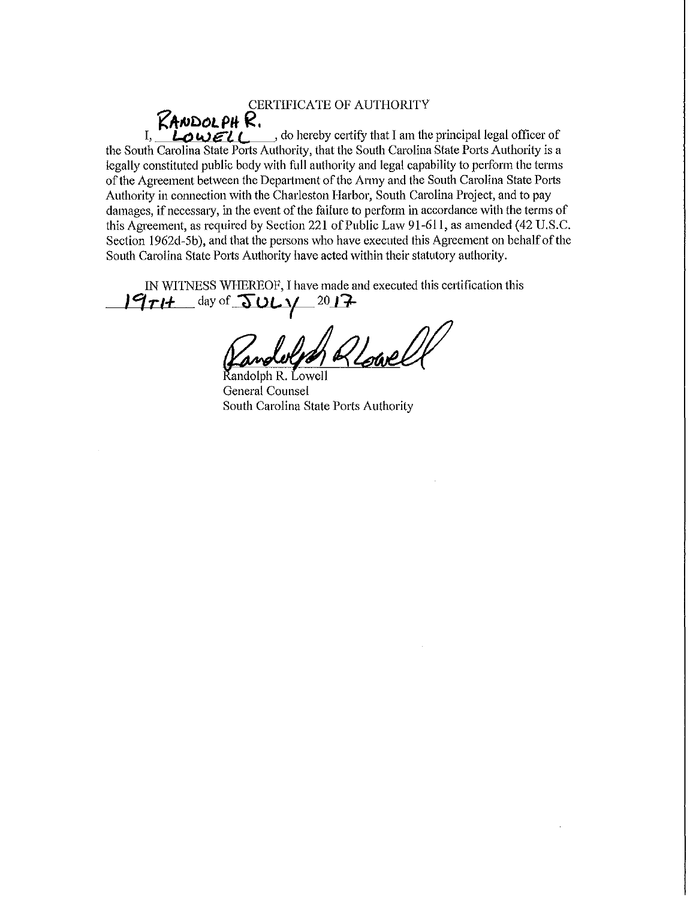# CERTIFICATE OF AUTHORITY

I, RANDOLPH R. LOWELL, do hereby certify that I am the principal legal officer of the South Carolina State Ports Authority, that the South Carolina State Ports Authority is a legally constituted public body with full authority and legal capability to perform the terms of the Agreement between the Department of the Army and the South Carolina State Ports Authority in connection with the Charleston Harbor, South Carolina Project, and to pay damages, if necessary, in the event of the failure to perform in accordance with the terms of this Agreement, as required by Section 221 of Public Law 91-611, as amended (42 U.S.C. Section 1962d-5b), and that the persons who have executed this Agreement on behalf of the South Carolina State Ports Authority have acted within their statutory authority.

IN WITNESS WHEREOF, I have made and executed this certification this 19TH day of JULY 2017

Randolph R. Lowell
General Counsel
South Carolina State Ports Authority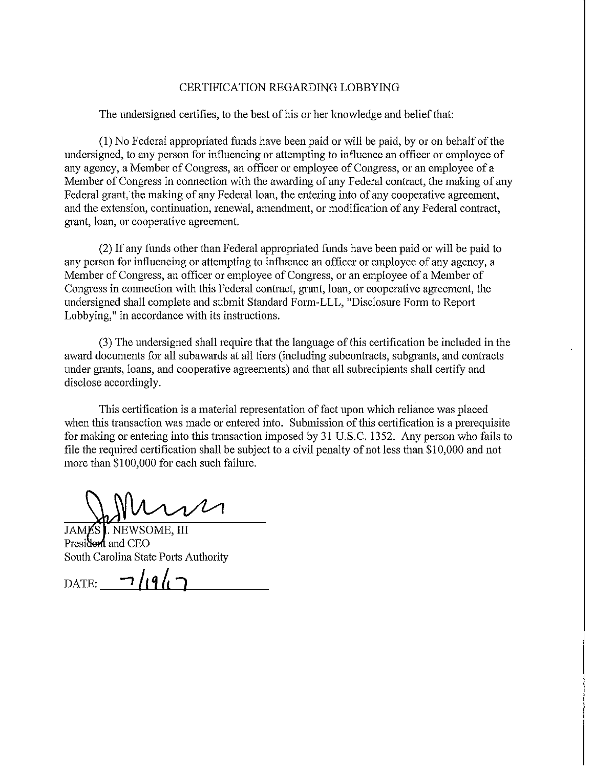# CERTIFICATION REGARDING LOBBYING

The undersigned certifies, to the best of his or her knowledge and belief that:

(1) No Federal appropriated funds have been paid or will be paid, by or on behalf of the undersigned, to any person for influencing or attempting to influence an officer or employee of any agency, a Member of Congress, an officer or employee of Congress, or an employee of a Member of Congress in connection with the awarding of any Federal contract, the making of any Federal grant, the making of any Federal loan, the entering into of any cooperative agreement, and the extension, continuation, renewal, amendment, or modification of any Federal contract, grant, loan, or cooperative agreement.

(2) If any funds other than Federal appropriated funds have been paid or will be paid to any person for influencing or attempting to influence an officer or employee of any agency, a Member of Congress, an officer or employee of Congress, or an employee of a Member of Congress in connection with this Federal contract, grant, loan, or cooperative agreement, the undersigned shall complete and submit Standard Form-LLL, "Disclosure Form to Report Lobbying," in accordance with its instructions.

(3) The undersigned shall require that the language of this certification be included in the award documents for all subawards at all tiers (including subcontracts, subgrants, and contracts under grants, loans, and cooperative agreements) and that all subrecipients shall certify and disclose accordingly.

This certification is a material representation of fact upon which reliance was placed when this transaction was made or entered into. Submission of this certification is a prerequisite for making or entering into this transaction imposed by 31 U.S.C. 1352. Any person who fails to file the required certification shall be subject to a civil penalty of not less than $10,000 and not more than $100,000 for each such failure.

JAMES I. NEWSOME, III
President and CEO
South Carolina State Ports Authority

DATE: 7/19/17